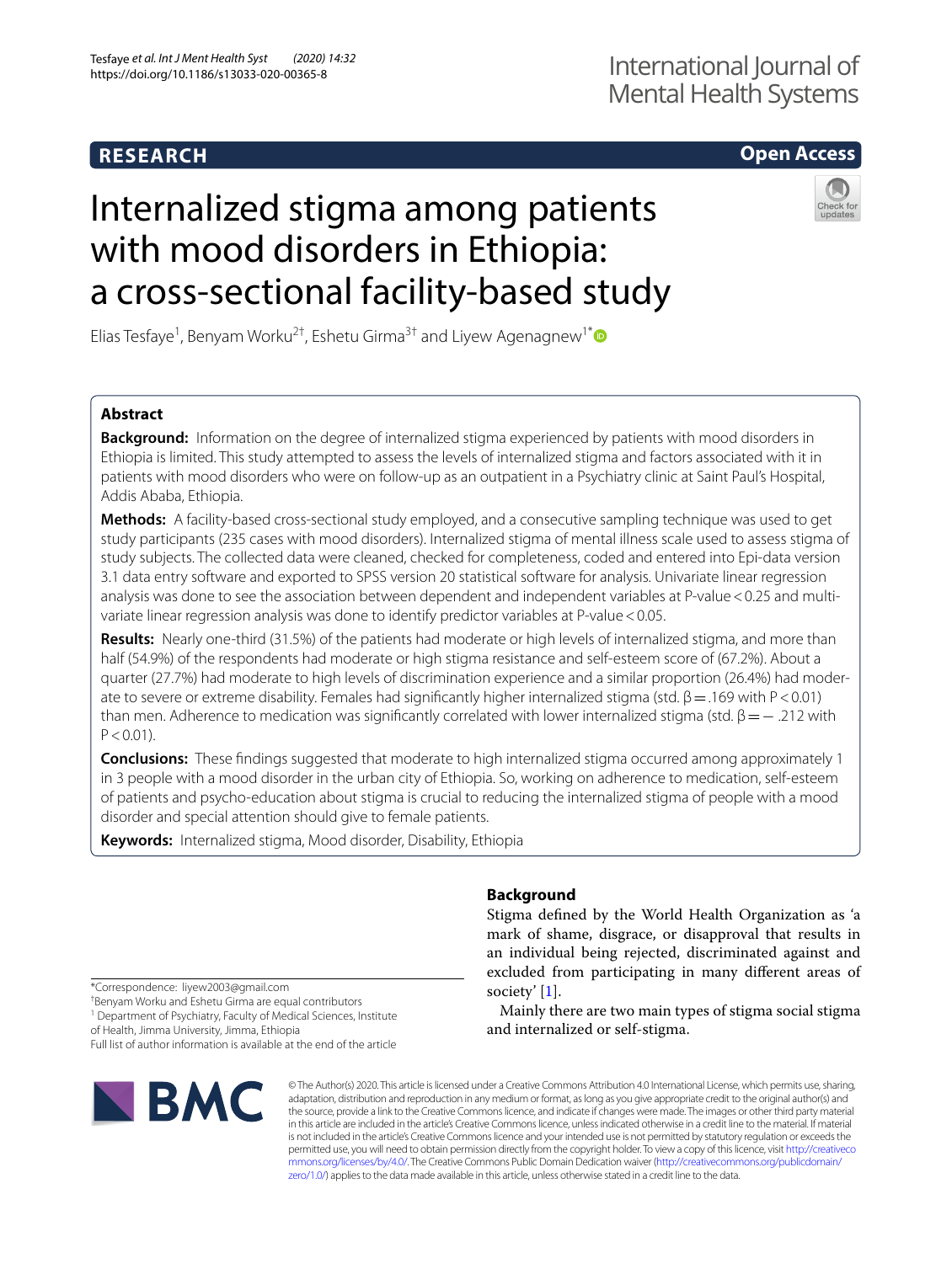RESEARCH

Open Access

# Internalized stigma among patients with mood disorders in Ethiopia: a cross-sectional facility-based study

Elias Tesfaye[1], Benyam Worku[2†], Eshetu Girma[3†] and Liyew Agenagnew[1*]

## Abstract

**Background:** Information on the degree of internalized stigma experienced by patients with mood disorders in Ethiopia is limited. This study attempted to assess the levels of internalized stigma and factors associated with it in patients with mood disorders who were on follow-up as an outpatient in a Psychiatry clinic at Saint Paul's Hospital, Addis Ababa, Ethiopia.

**Methods:** A facility-based cross-sectional study employed, and a consecutive sampling technique was used to get study participants (235 cases with mood disorders). Internalized stigma of mental illness scale used to assess stigma of study subjects. The collected data were cleaned, checked for completeness, coded and entered into Epi-data version 3.1 data entry software and exported to SPSS version 20 statistical software for analysis. Univariate linear regression analysis was done to see the association between dependent and independent variables at P-value < 0.25 and multivariate linear regression analysis was done to identify predictor variables at P-value < 0.05.

**Results:** Nearly one-third (31.5%) of the patients had moderate or high levels of internalized stigma, and more than half (54.9%) of the respondents had moderate or high stigma resistance and self-esteem score of (67.2%). About a quarter (27.7%) had moderate to high levels of discrimination experience and a similar proportion (26.4%) had moderate to severe or extreme disability. Females had significantly higher internalized stigma (std. $\beta = .169$ with $P < 0.01$) than men. Adherence to medication was significantly correlated with lower internalized stigma (std. $\beta = -.212$ with $P < 0.01$).

**Conclusions:** These findings suggested that moderate to high internalized stigma occurred among approximately 1 in 3 people with a mood disorder in the urban city of Ethiopia. So, working on adherence to medication, self-esteem of patients and psycho-education about stigma is crucial to reducing the internalized stigma of people with a mood disorder and special attention should give to female patients.

**Keywords:** Internalized stigma, Mood disorder, Disability, Ethiopia

## Background

Stigma defined by the World Health Organization as 'a mark of shame, disgrace, or disapproval that results in an individual being rejected, discriminated against and excluded from participating in many different areas of society' [1].

Mainly there are two main types of stigma social stigma and internalized or self-stigma.

*Correspondence: liyew2003@gmail.com
†Benyam Worku and Eshetu Girma are equal contributors
[1] Department of Psychiatry, Faculty of Medical Sciences, Institute of Health, Jimma University, Jimma, Ethiopia
Full list of author information is available at the end of the article

© The Author(s) 2020. This article is licensed under a Creative Commons Attribution 4.0 International License, which permits use, sharing, adaptation, distribution and reproduction in any medium or format, as long as you give appropriate credit to the original author(s) and the source, provide a link to the Creative Commons licence, and indicate if changes were made. The images or other third party material in this article are included in the article's Creative Commons licence, unless indicated otherwise in a credit line to the material. If material is not included in the article's Creative Commons licence and your intended use is not permitted by statutory regulation or exceeds the permitted use, you will need to obtain permission directly from the copyright holder. To view a copy of this licence, visit http://creativecommons.org/licenses/by/4.0/. The Creative Commons Public Domain Dedication waiver (http://creativecommons.org/publicdomain/zero/1.0/) applies to the data made available in this article, unless otherwise stated in a credit line to the data.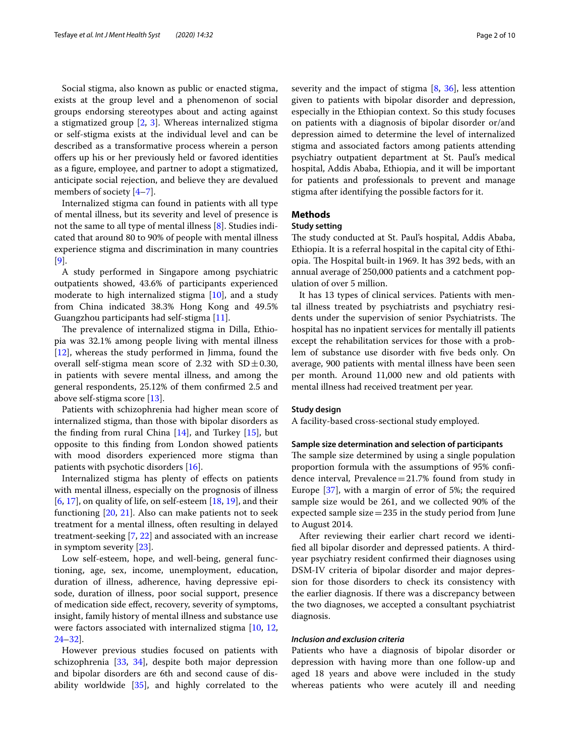Social stigma, also known as public or enacted stigma, exists at the group level and a phenomenon of social groups endorsing stereotypes about and acting against a stigmatized group [2, 3]. Whereas internalized stigma or self-stigma exists at the individual level and can be described as a transformative process wherein a person offers up his or her previously held or favored identities as a figure, employee, and partner to adopt a stigmatized, anticipate social rejection, and believe they are devalued members of society [4–7].

Internalized stigma can found in patients with all type of mental illness, but its severity and level of presence is not the same to all type of mental illness [8]. Studies indicated that around 80 to 90% of people with mental illness experience stigma and discrimination in many countries [9].

A study performed in Singapore among psychiatric outpatients showed, 43.6% of participants experienced moderate to high internalized stigma [10], and a study from China indicated 38.3% Hong Kong and 49.5% Guangzhou participants had self-stigma [11].

The prevalence of internalized stigma in Dilla, Ethiopia was 32.1% among people living with mental illness [12], whereas the study performed in Jimma, found the overall self-stigma mean score of 2.32 with SD ± 0.30, in patients with severe mental illness, and among the general respondents, 25.12% of them confirmed 2.5 and above self-stigma score [13].

Patients with schizophrenia had higher mean score of internalized stigma, than those with bipolar disorders as the finding from rural China [14], and Turkey [15], but opposite to this finding from London showed patients with mood disorders experienced more stigma than patients with psychotic disorders [16].

Internalized stigma has plenty of effects on patients with mental illness, especially on the prognosis of illness [6, 17], on quality of life, on self-esteem [18, 19], and their functioning [20, 21]. Also can make patients not to seek treatment for a mental illness, often resulting in delayed treatment-seeking [7, 22] and associated with an increase in symptom severity [23].

Low self-esteem, hope, and well-being, general functioning, age, sex, income, unemployment, education, duration of illness, adherence, having depressive episode, duration of illness, poor social support, presence of medication side effect, recovery, severity of symptoms, insight, family history of mental illness and substance use were factors associated with internalized stigma [10, 12, 24–32].

However previous studies focused on patients with schizophrenia [33, 34], despite both major depression and bipolar disorders are 6th and second cause of disability worldwide [35], and highly correlated to the severity and the impact of stigma [8, 36], less attention given to patients with bipolar disorder and depression, especially in the Ethiopian context. So this study focuses on patients with a diagnosis of bipolar disorder or/and depression aimed to determine the level of internalized stigma and associated factors among patients attending psychiatry outpatient department at St. Paul's medical hospital, Addis Ababa, Ethiopia, and it will be important for patients and professionals to prevent and manage stigma after identifying the possible factors for it.

## Methods

### Study setting

The study conducted at St. Paul's hospital, Addis Ababa, Ethiopia. It is a referral hospital in the capital city of Ethiopia. The Hospital built-in 1969. It has 392 beds, with an annual average of 250,000 patients and a catchment population of over 5 million.

It has 13 types of clinical services. Patients with mental illness treated by psychiatrists and psychiatry residents under the supervision of senior Psychiatrists. The hospital has no inpatient services for mentally ill patients except the rehabilitation services for those with a problem of substance use disorder with five beds only. On average, 900 patients with mental illness have been seen per month. Around 11,000 new and old patients with mental illness had received treatment per year.

### Study design

A facility-based cross-sectional study employed.

### Sample size determination and selection of participants

The sample size determined by using a single population proportion formula with the assumptions of 95% confidence interval, Prevalence = 21.7% found from study in Europe [37], with a margin of error of 5%; the required sample size would be 261, and we collected 90% of the expected sample size = 235 in the study period from June to August 2014.

After reviewing their earlier chart record we identified all bipolar disorder and depressed patients. A third-year psychiatry resident confirmed their diagnoses using DSM-IV criteria of bipolar disorder and major depression for those disorders to check its consistency with the earlier diagnosis. If there was a discrepancy between the two diagnoses, we accepted a consultant psychiatrist diagnosis.

#### *Inclusion and exclusion criteria*

Patients who have a diagnosis of bipolar disorder or depression with having more than one follow-up and aged 18 years and above were included in the study whereas patients who were acutely ill and needing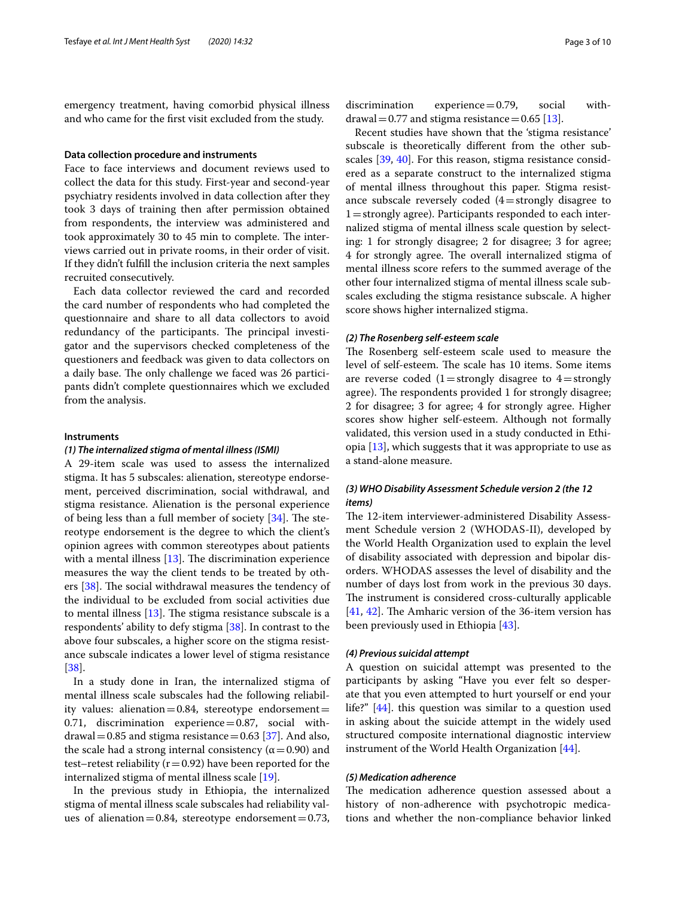emergency treatment, having comorbid physical illness and who came for the first visit excluded from the study.

### Data collection procedure and instruments

Face to face interviews and document reviews used to collect the data for this study. First-year and second-year psychiatry residents involved in data collection after they took 3 days of training then after permission obtained from respondents, the interview was administered and took approximately 30 to 45 min to complete. The interviews carried out in private rooms, in their order of visit. If they didn't fulfill the inclusion criteria the next samples recruited consecutively.

Each data collector reviewed the card and recorded the card number of respondents who had completed the questionnaire and share to all data collectors to avoid redundancy of the participants. The principal investigator and the supervisors checked completeness of the questioners and feedback was given to data collectors on a daily base. The only challenge we faced was 26 participants didn't complete questionnaires which we excluded from the analysis.

### Instruments

#### *(1) The internalized stigma of mental illness (ISMI)*

A 29-item scale was used to assess the internalized stigma. It has 5 subscales: alienation, stereotype endorsement, perceived discrimination, social withdrawal, and stigma resistance. Alienation is the personal experience of being less than a full member of society [34]. The stereotype endorsement is the degree to which the client's opinion agrees with common stereotypes about patients with a mental illness [13]. The discrimination experience measures the way the client tends to be treated by others [38]. The social withdrawal measures the tendency of the individual to be excluded from social activities due to mental illness [13]. The stigma resistance subscale is a respondents' ability to defy stigma [38]. In contrast to the above four subscales, a higher score on the stigma resistance subscale indicates a lower level of stigma resistance [38].

In a study done in Iran, the internalized stigma of mental illness scale subscales had the following reliability values: alienation = 0.84, stereotype endorsement = 0.71, discrimination experience = 0.87, social withdrawal = 0.85 and stigma resistance = 0.63 [37]. And also, the scale had a strong internal consistency ($\alpha = 0.90$) and test–retest reliability ($r = 0.92$) have been reported for the internalized stigma of mental illness scale [19].

In the previous study in Ethiopia, the internalized stigma of mental illness scale subscales had reliability values of alienation = 0.84, stereotype endorsement = 0.73, discrimination experience = 0.79, social withdrawal = 0.77 and stigma resistance = 0.65 [13].

Recent studies have shown that the 'stigma resistance' subscale is theoretically different from the other subscales [39, 40]. For this reason, stigma resistance considered as a separate construct to the internalized stigma of mental illness throughout this paper. Stigma resistance subscale reversely coded (4 = strongly disagree to 1 = strongly agree). Participants responded to each internalized stigma of mental illness scale question by selecting: 1 for strongly disagree; 2 for disagree; 3 for agree; 4 for strongly agree. The overall internalized stigma of mental illness score refers to the summed average of the other four internalized stigma of mental illness scale subscales excluding the stigma resistance subscale. A higher score shows higher internalized stigma.

#### *(2) The Rosenberg self-esteem scale*

The Rosenberg self-esteem scale used to measure the level of self-esteem. The scale has 10 items. Some items are reverse coded (1 = strongly disagree to 4 = strongly agree). The respondents provided 1 for strongly disagree; 2 for disagree; 3 for agree; 4 for strongly agree. Higher scores show higher self-esteem. Although not formally validated, this version used in a study conducted in Ethiopia [13], which suggests that it was appropriate to use as a stand-alone measure.

#### *(3) WHO Disability Assessment Schedule version 2 (the 12 items)*

The 12-item interviewer-administered Disability Assessment Schedule version 2 (WHODAS-II), developed by the World Health Organization used to explain the level of disability associated with depression and bipolar disorders. WHODAS assesses the level of disability and the number of days lost from work in the previous 30 days. The instrument is considered cross-culturally applicable [41, 42]. The Amharic version of the 36-item version has been previously used in Ethiopia [43].

#### *(4) Previous suicidal attempt*

A question on suicidal attempt was presented to the participants by asking "Have you ever felt so desperate that you even attempted to hurt yourself or end your life?" [44]. this question was similar to a question used in asking about the suicide attempt in the widely used structured composite international diagnostic interview instrument of the World Health Organization [44].

#### *(5) Medication adherence*

The medication adherence question assessed about a history of non-adherence with psychotropic medications and whether the non-compliance behavior linked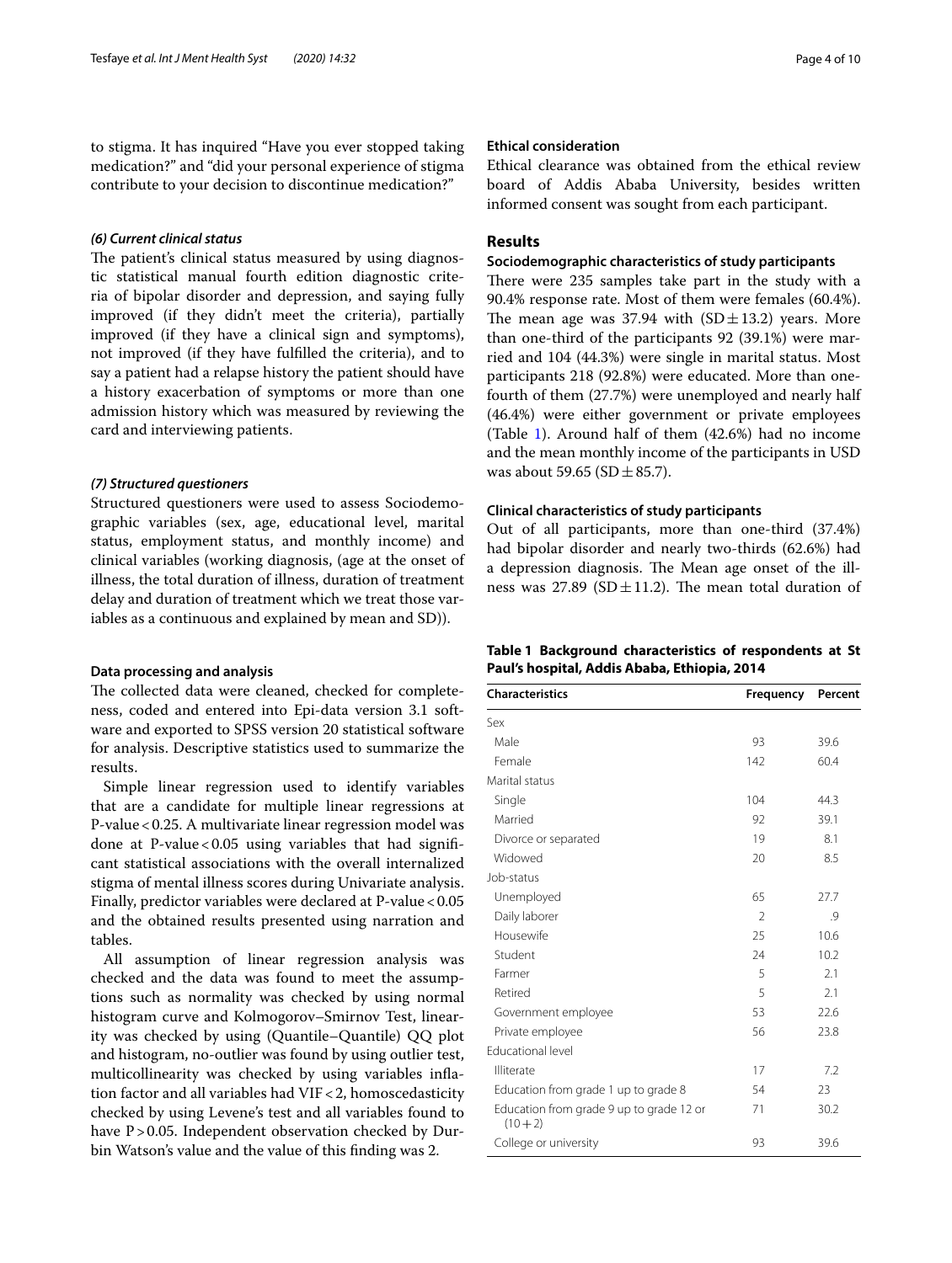to stigma. It has inquired "Have you ever stopped taking medication?" and "did your personal experience of stigma contribute to your decision to discontinue medication?"

#### *(6) Current clinical status*

The patient's clinical status measured by using diagnostic statistical manual fourth edition diagnostic criteria of bipolar disorder and depression, and saying fully improved (if they didn't meet the criteria), partially improved (if they have a clinical sign and symptoms), not improved (if they have fulfilled the criteria), and to say a patient had a relapse history the patient should have a history exacerbation of symptoms or more than one admission history which was measured by reviewing the card and interviewing patients.

#### *(7) Structured questioners*

Structured questioners were used to assess Sociodemographic variables (sex, age, educational level, marital status, employment status, and monthly income) and clinical variables (working diagnosis, (age at the onset of illness, the total duration of illness, duration of treatment delay and duration of treatment which we treat those variables as a continuous and explained by mean and SD)).

### Data processing and analysis

The collected data were cleaned, checked for completeness, coded and entered into Epi-data version 3.1 software and exported to SPSS version 20 statistical software for analysis. Descriptive statistics used to summarize the results.

Simple linear regression used to identify variables that are a candidate for multiple linear regressions at P-value < 0.25. A multivariate linear regression model was done at P-value < 0.05 using variables that had significant statistical associations with the overall internalized stigma of mental illness scores during Univariate analysis. Finally, predictor variables were declared at P-value < 0.05 and the obtained results presented using narration and tables.

All assumption of linear regression analysis was checked and the data was found to meet the assumptions such as normality was checked by using normal histogram curve and Kolmogorov–Smirnov Test, linearity was checked by using (Quantile–Quantile) QQ plot and histogram, no-outlier was found by using outlier test, multicollinearity was checked by using variables inflation factor and all variables had VIF < 2, homoscedasticity checked by using Levene's test and all variables found to have P > 0.05. Independent observation checked by Durbin Watson's value and the value of this finding was 2.

### Ethical consideration

Ethical clearance was obtained from the ethical review board of Addis Ababa University, besides written informed consent was sought from each participant.

## Results

### Sociodemographic characteristics of study participants

There were 235 samples take part in the study with a 90.4% response rate. Most of them were females (60.4%). The mean age was 37.94 with (SD ± 13.2) years. More than one-third of the participants 92 (39.1%) were married and 104 (44.3%) were single in marital status. Most participants 218 (92.8%) were educated. More than one-fourth of them (27.7%) were unemployed and nearly half (46.4%) were either government or private employees (Table 1). Around half of them (42.6%) had no income and the mean monthly income of the participants in USD was about 59.65 (SD ± 85.7).

### Clinical characteristics of study participants

Out of all participants, more than one-third (37.4%) had bipolar disorder and nearly two-thirds (62.6%) had a depression diagnosis. The Mean age onset of the illness was 27.89 (SD ± 11.2). The mean total duration of

**Table 1 Background characteristics of respondents at St Paul's hospital, Addis Ababa, Ethiopia, 2014**

| Characteristics | Frequency | Percent |
|---|---|---|
| Sex | | |
| Male | 93 | 39.6 |
| Female | 142 | 60.4 |
| Marital status | | |
| Single | 104 | 44.3 |
| Married | 92 | 39.1 |
| Divorce or separated | 19 | 8.1 |
| Widowed | 20 | 8.5 |
| Job-status | | |
| Unemployed | 65 | 27.7 |
| Daily laborer | 2 | .9 |
| Housewife | 25 | 10.6 |
| Student | 24 | 10.2 |
| Farmer | 5 | 2.1 |
| Retired | 5 | 2.1 |
| Government employee | 53 | 22.6 |
| Private employee | 56 | 23.8 |
| Educational level | | |
| Illiterate | 17 | 7.2 |
| Education from grade 1 up to grade 8 | 54 | 23 |
| Education from grade 9 up to grade 12 or (10 + 2) | 71 | 30.2 |
| College or university | 93 | 39.6 |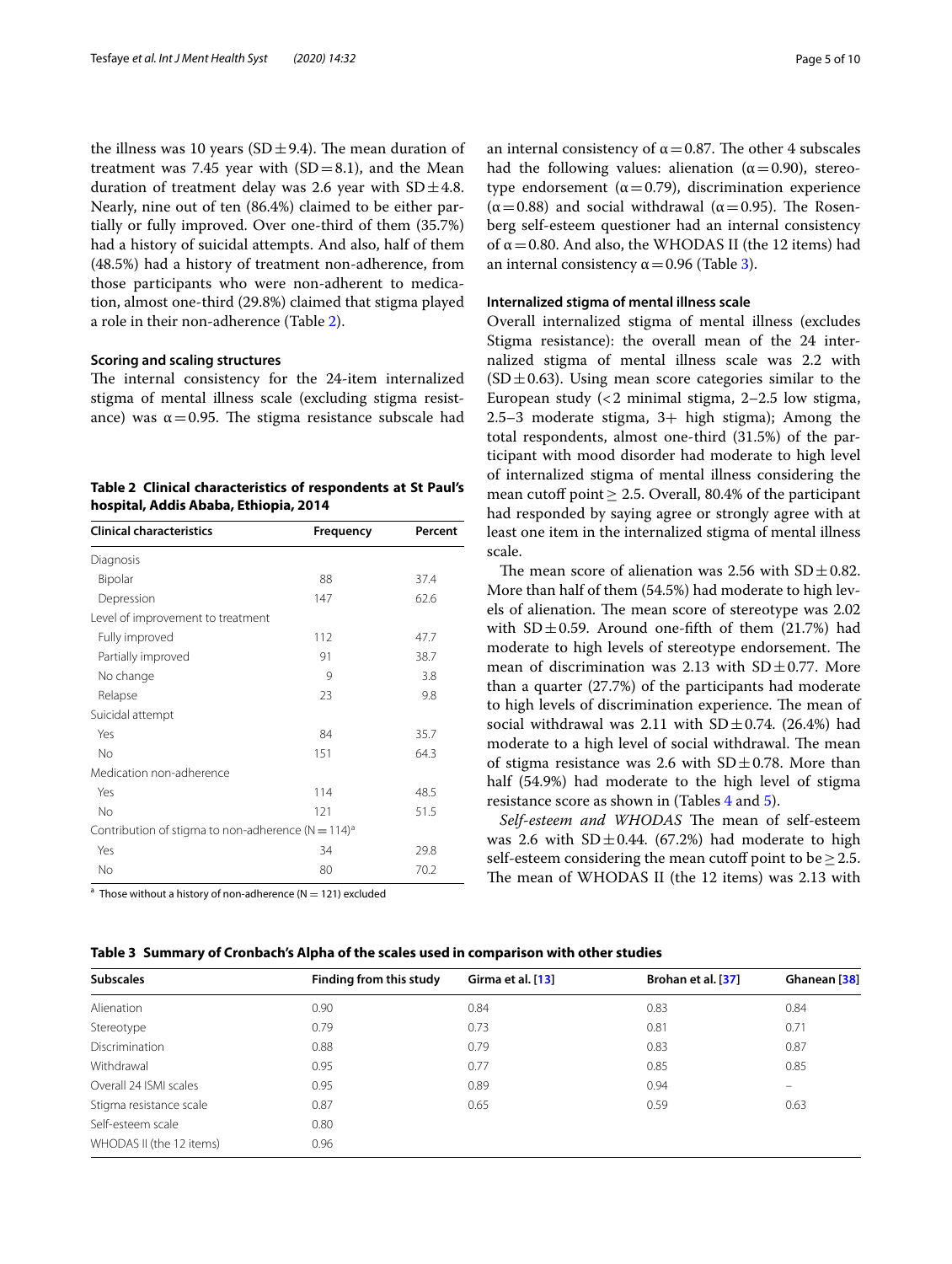the illness was 10 years (SD ± 9.4). The mean duration of treatment was 7.45 year with (SD = 8.1), and the Mean duration of treatment delay was 2.6 year with SD ± 4.8. Nearly, nine out of ten (86.4%) claimed to be either partially or fully improved. Over one-third of them (35.7%) had a history of suicidal attempts. And also, half of them (48.5%) had a history of treatment non-adherence, from those participants who were non-adherent to medication, almost one-third (29.8%) claimed that stigma played a role in their non-adherence (Table 2).

### Scoring and scaling structures

The internal consistency for the 24-item internalized stigma of mental illness scale (excluding stigma resistance) was $\alpha = 0.95$. The stigma resistance subscale had an internal consistency of $\alpha = 0.87$. The other 4 subscales had the following values: alienation ($\alpha = 0.90$), stereotype endorsement ($\alpha = 0.79$), discrimination experience ($\alpha = 0.88$) and social withdrawal ($\alpha = 0.95$). The Rosenberg self-esteem questioner had an internal consistency of $\alpha = 0.80$. And also, the WHODAS II (the 12 items) had an internal consistency $\alpha = 0.96$ (Table 3).

**Table 2 Clinical characteristics of respondents at St Paul's hospital, Addis Ababa, Ethiopia, 2014**

| Clinical characteristics | Frequency | Percent |
|---|---|---|
| Diagnosis | | |
| Bipolar | 88 | 37.4 |
| Depression | 147 | 62.6 |
| Level of improvement to treatment | | |
| Fully improved | 112 | 47.7 |
| Partially improved | 91 | 38.7 |
| No change | 9 | 3.8 |
| Relapse | 23 | 9.8 |
| Suicidal attempt | | |
| Yes | 84 | 35.7 |
| No | 151 | 64.3 |
| Medication non-adherence | | |
| Yes | 114 | 48.5 |
| No | 121 | 51.5 |
| Contribution of stigma to non-adherence (N = 114)[a] | | |
| Yes | 34 | 29.8 |
| No | 80 | 70.2 |

[a] Those without a history of non-adherence (N = 121) excluded

### Internalized stigma of mental illness scale

Overall internalized stigma of mental illness (excludes Stigma resistance): the overall mean of the 24 internalized stigma of mental illness scale was 2.2 with (SD ± 0.63). Using mean score categories similar to the European study (< 2 minimal stigma, 2–2.5 low stigma, 2.5–3 moderate stigma, 3+ high stigma); Among the total respondents, almost one-third (31.5%) of the participant with mood disorder had moderate to high level of internalized stigma of mental illness considering the mean cutoff point ≥ 2.5. Overall, 80.4% of the participant had responded by saying agree or strongly agree with at least one item in the internalized stigma of mental illness scale.

The mean score of alienation was 2.56 with SD ± 0.82. More than half of them (54.5%) had moderate to high levels of alienation. The mean score of stereotype was 2.02 with SD ± 0.59. Around one-fifth of them (21.7%) had moderate to high levels of stereotype endorsement. The mean of discrimination was 2.13 with SD ± 0.77. More than a quarter (27.7%) of the participants had moderate to high levels of discrimination experience. The mean of social withdrawal was 2.11 with SD ± 0.74. (26.4%) had moderate to a high level of social withdrawal. The mean of stigma resistance was 2.6 with SD ± 0.78. More than half (54.9%) had moderate to the high level of stigma resistance score as shown in (Tables 4 and 5).

*Self-esteem and WHODAS* The mean of self-esteem was 2.6 with SD ± 0.44. (67.2%) had moderate to high self-esteem considering the mean cutoff point to be ≥ 2.5. The mean of WHODAS II (the 12 items) was 2.13 with

**Table 3 Summary of Cronbach's Alpha of the scales used in comparison with other studies**

| Subscales | Finding from this study | Girma et al. [13] | Brohan et al. [37] | Ghanean [38] |
|---|---|---|---|---|
| Alienation | 0.90 | 0.84 | 0.83 | 0.84 |
| Stereotype | 0.79 | 0.73 | 0.81 | 0.71 |
| Discrimination | 0.88 | 0.79 | 0.83 | 0.87 |
| Withdrawal | 0.95 | 0.77 | 0.85 | 0.85 |
| Overall 24 ISMI scales | 0.95 | 0.89 | 0.94 | – |
| Stigma resistance scale | 0.87 | 0.65 | 0.59 | 0.63 |
| Self-esteem scale | 0.80 | | | |
| WHODAS II (the 12 items) | 0.96 | | | |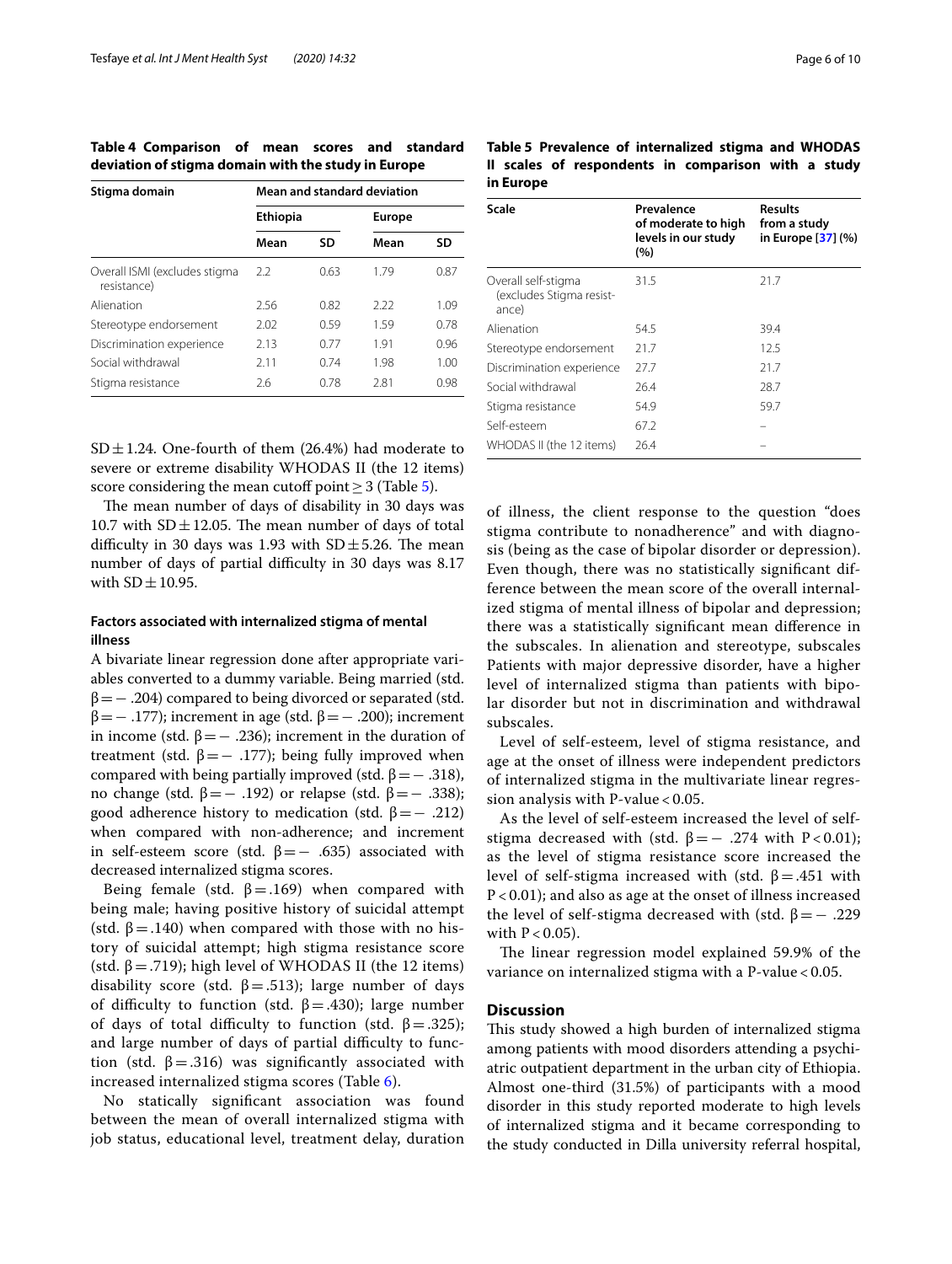**Table 4 Comparison of mean scores and standard deviation of stigma domain with the study in Europe**

| Stigma domain | Mean and standard deviation | | | |
|---|---|---|---|---|
| | Ethiopia | | Europe | |
| | Mean | SD | Mean | SD |
| Overall ISMI (excludes stigma resistance) | 2.2 | 0.63 | 1.79 | 0.87 |
| Alienation | 2.56 | 0.82 | 2.22 | 1.09 |
| Stereotype endorsement | 2.02 | 0.59 | 1.59 | 0.78 |
| Discrimination experience | 2.13 | 0.77 | 1.91 | 0.96 |
| Social withdrawal | 2.11 | 0.74 | 1.98 | 1.00 |
| Stigma resistance | 2.6 | 0.78 | 2.81 | 0.98 |

**Table 5 Prevalence of internalized stigma and WHODAS II scales of respondents in comparison with a study in Europe**

| Scale | Prevalence of moderate to high levels in our study (%) | Results from a study in Europe [37] (%) |
|---|---|---|
| Overall self-stigma (excludes Stigma resistance) | 31.5 | 21.7 |
| Alienation | 54.5 | 39.4 |
| Stereotype endorsement | 21.7 | 12.5 |
| Discrimination experience | 27.7 | 21.7 |
| Social withdrawal | 26.4 | 28.7 |
| Stigma resistance | 54.9 | 59.7 |
| Self-esteem | 67.2 | – |
| WHODAS II (the 12 items) | 26.4 | – |

SD ± 1.24. One-fourth of them (26.4%) had moderate to severe or extreme disability WHODAS II (the 12 items) score considering the mean cutoff point ≥ 3 (Table 5).

The mean number of days of disability in 30 days was 10.7 with SD ± 12.05. The mean number of days of total difficulty in 30 days was 1.93 with SD ± 5.26. The mean number of days of partial difficulty in 30 days was 8.17 with SD ± 10.95.

### Factors associated with internalized stigma of mental illness

A bivariate linear regression done after appropriate variables converted to a dummy variable. Being married (std. $\beta = -.204$) compared to being divorced or separated (std. $\beta = -.177$); increment in age (std. $\beta = -.200$); increment in income (std. $\beta = -.236$); increment in the duration of treatment (std. $\beta = -.177$); being fully improved when compared with being partially improved (std. $\beta = -.318$), no change (std. $\beta = -.192$) or relapse (std. $\beta = -.338$); good adherence history to medication (std. $\beta = -.212$) when compared with non-adherence; and increment in self-esteem score (std. $\beta = -.635$) associated with decreased internalized stigma scores.

Being female (std. $\beta = .169$) when compared with being male; having positive history of suicidal attempt (std. $\beta = .140$) when compared with those with no history of suicidal attempt; high stigma resistance score (std. $\beta = .719$); high level of WHODAS II (the 12 items) disability score (std. $\beta = .513$); large number of days of difficulty to function (std. $\beta = .430$); large number of days of total difficulty to function (std. $\beta = .325$); and large number of days of partial difficulty to function (std. $\beta = .316$) was significantly associated with increased internalized stigma scores (Table 6).

No statically significant association was found between the mean of overall internalized stigma with job status, educational level, treatment delay, duration of illness, the client response to the question "does stigma contribute to nonadherence" and with diagnosis (being as the case of bipolar disorder or depression). Even though, there was no statistically significant difference between the mean score of the overall internalized stigma of mental illness of bipolar and depression; there was a statistically significant mean difference in the subscales. In alienation and stereotype, subscales Patients with major depressive disorder, have a higher level of internalized stigma than patients with bipolar disorder but not in discrimination and withdrawal subscales.

Level of self-esteem, level of stigma resistance, and age at the onset of illness were independent predictors of internalized stigma in the multivariate linear regression analysis with P-value < 0.05.

As the level of self-esteem increased the level of self-stigma decreased with (std. $\beta = -.274$ with $P < 0.01$); as the level of stigma resistance score increased the level of self-stigma increased with (std. $\beta = .451$ with $P < 0.01$); and also as age at the onset of illness increased the level of self-stigma decreased with (std. $\beta = -.229$ with $P < 0.05$).

The linear regression model explained 59.9% of the variance on internalized stigma with a P-value < 0.05.

## Discussion

This study showed a high burden of internalized stigma among patients with mood disorders attending a psychiatric outpatient department in the urban city of Ethiopia. Almost one-third (31.5%) of participants with a mood disorder in this study reported moderate to high levels of internalized stigma and it became corresponding to the study conducted in Dilla university referral hospital,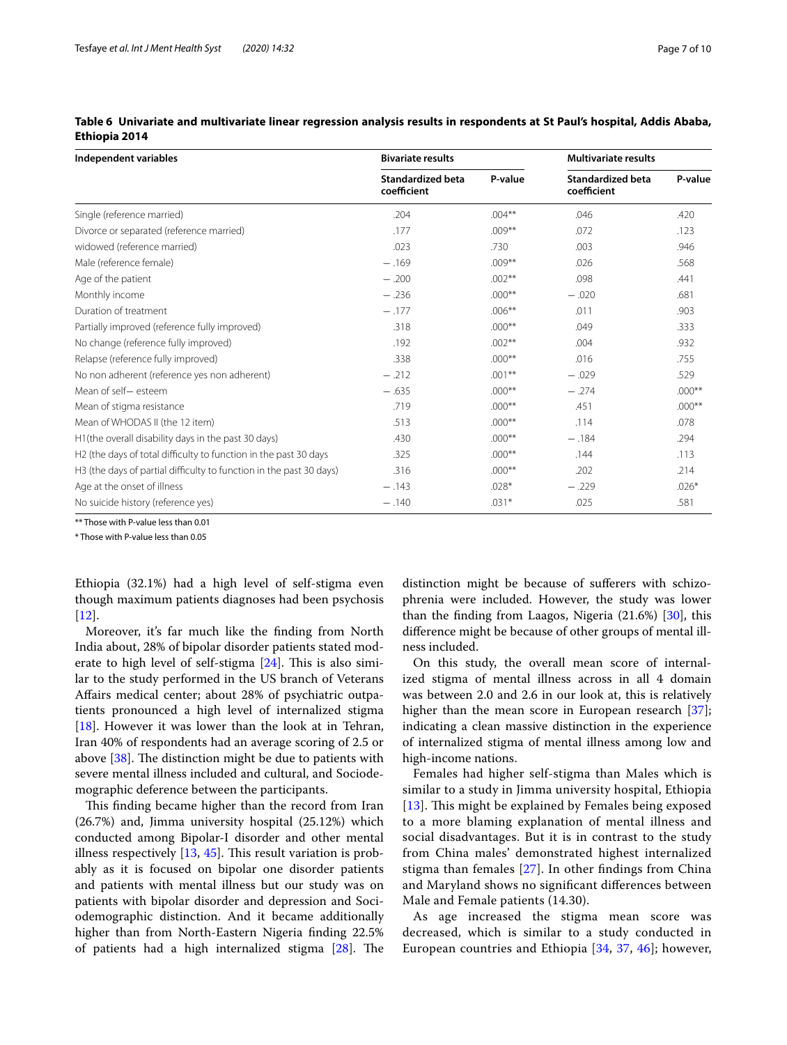**Table 6 Univariate and multivariate linear regression analysis results in respondents at St Paul's hospital, Addis Ababa, Ethiopia 2014**

| Independent variables | Bivariate results | | Multivariate results | |
|---|---|---|---|---|
| | Standardized beta coefficient | P-value | Standardized beta coefficient | P-value |
| Single (reference married) | .204 | .004** | .046 | .420 |
| Divorce or separated (reference married) | .177 | .009** | .072 | .123 |
| widowed (reference married) | .023 | .730 | .003 | .946 |
| Male (reference female) | − .169 | .009** | .026 | .568 |
| Age of the patient | − .200 | .002** | .098 | .441 |
| Monthly income | − .236 | .000** | − .020 | .681 |
| Duration of treatment | − .177 | .006** | .011 | .903 |
| Partially improved (reference fully improved) | .318 | .000** | .049 | .333 |
| No change (reference fully improved) | .192 | .002** | .004 | .932 |
| Relapse (reference fully improved) | .338 | .000** | .016 | .755 |
| No non adherent (reference yes non adherent) | − .212 | .001** | − .029 | .529 |
| Mean of self− esteem | − .635 | .000** | − .274 | .000** |
| Mean of stigma resistance | .719 | .000** | .451 | .000** |
| Mean of WHODAS II (the 12 item) | .513 | .000** | .114 | .078 |
| H1(the overall disability days in the past 30 days) | .430 | .000** | − .184 | .294 |
| H2 (the days of total difficulty to function in the past 30 days | .325 | .000** | .144 | .113 |
| H3 (the days of partial difficulty to function in the past 30 days) | .316 | .000** | .202 | .214 |
| Age at the onset of illness | − .143 | .028* | − .229 | .026* |
| No suicide history (reference yes) | − .140 | .031* | .025 | .581 |

** Those with P-value less than 0.01

* Those with P-value less than 0.05

Ethiopia (32.1%) had a high level of self-stigma even though maximum patients diagnoses had been psychosis [12].

Moreover, it's far much like the finding from North India about, 28% of bipolar disorder patients stated moderate to high level of self-stigma [24]. This is also similar to the study performed in the US branch of Veterans Affairs medical center; about 28% of psychiatric outpatients pronounced a high level of internalized stigma [18]. However it was lower than the look at in Tehran, Iran 40% of respondents had an average scoring of 2.5 or above [38]. The distinction might be due to patients with severe mental illness included and cultural, and Sociodemographic deference between the participants.

This finding became higher than the record from Iran (26.7%) and, Jimma university hospital (25.12%) which conducted among Bipolar-I disorder and other mental illness respectively [13, 45]. This result variation is probably as it is focused on bipolar one disorder patients and patients with mental illness but our study was on patients with bipolar disorder and depression and Sociodemographic distinction. And it became additionally higher than from North-Eastern Nigeria finding 22.5% of patients had a high internalized stigma [28]. The distinction might be because of sufferers with schizophrenia were included. However, the study was lower than the finding from Laagos, Nigeria (21.6%) [30], this difference might be because of other groups of mental illness included.

On this study, the overall mean score of internalized stigma of mental illness across in all 4 domain was between 2.0 and 2.6 in our look at, this is relatively higher than the mean score in European research [37]; indicating a clean massive distinction in the experience of internalized stigma of mental illness among low and high-income nations.

Females had higher self-stigma than Males which is similar to a study in Jimma university hospital, Ethiopia [13]. This might be explained by Females being exposed to a more blaming explanation of mental illness and social disadvantages. But it is in contrast to the study from China males' demonstrated highest internalized stigma than females [27]. In other findings from China and Maryland shows no significant differences between Male and Female patients (14.30).

As age increased the stigma mean score was decreased, which is similar to a study conducted in European countries and Ethiopia [34, 37, 46]; however,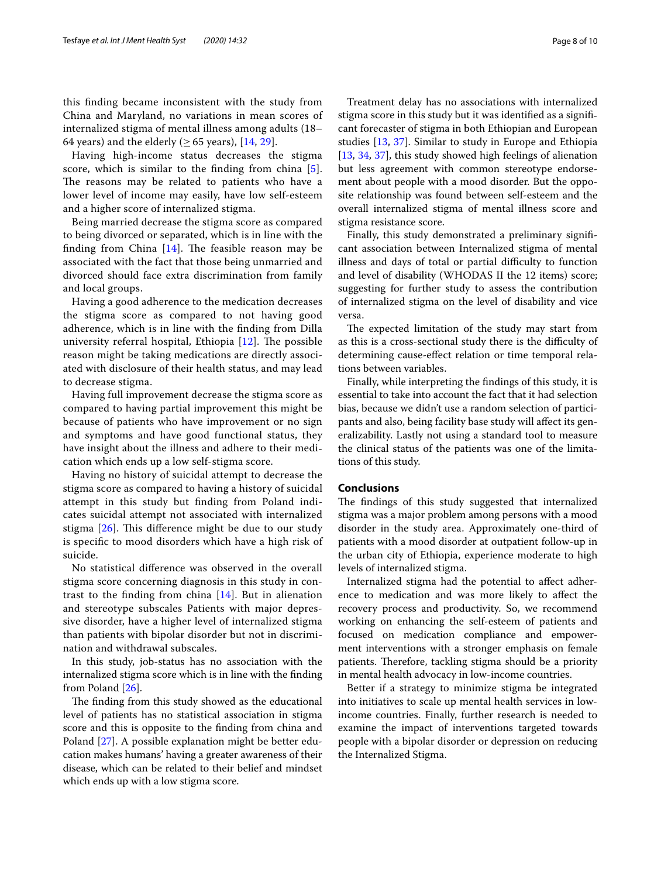this finding became inconsistent with the study from China and Maryland, no variations in mean scores of internalized stigma of mental illness among adults (18–64 years) and the elderly ($\geq 65$ years), [14, 29].

Having high-income status decreases the stigma score, which is similar to the finding from china [5]. The reasons may be related to patients who have a lower level of income may easily, have low self-esteem and a higher score of internalized stigma.

Being married decrease the stigma score as compared to being divorced or separated, which is in line with the finding from China [14]. The feasible reason may be associated with the fact that those being unmarried and divorced should face extra discrimination from family and local groups.

Having a good adherence to the medication decreases the stigma score as compared to not having good adherence, which is in line with the finding from Dilla university referral hospital, Ethiopia [12]. The possible reason might be taking medications are directly associated with disclosure of their health status, and may lead to decrease stigma.

Having full improvement decrease the stigma score as compared to having partial improvement this might be because of patients who have improvement or no sign and symptoms and have good functional status, they have insight about the illness and adhere to their medication which ends up a low self-stigma score.

Having no history of suicidal attempt to decrease the stigma score as compared to having a history of suicidal attempt in this study but finding from Poland indicates suicidal attempt not associated with internalized stigma [26]. This difference might be due to our study is specific to mood disorders which have a high risk of suicide.

No statistical difference was observed in the overall stigma score concerning diagnosis in this study in contrast to the finding from china [14]. But in alienation and stereotype subscales Patients with major depressive disorder, have a higher level of internalized stigma than patients with bipolar disorder but not in discrimination and withdrawal subscales.

In this study, job-status has no association with the internalized stigma score which is in line with the finding from Poland [26].

The finding from this study showed as the educational level of patients has no statistical association in stigma score and this is opposite to the finding from china and Poland [27]. A possible explanation might be better education makes humans' having a greater awareness of their disease, which can be related to their belief and mindset which ends up with a low stigma score.

Treatment delay has no associations with internalized stigma score in this study but it was identified as a significant forecaster of stigma in both Ethiopian and European studies [13, 37]. Similar to study in Europe and Ethiopia [13, 34, 37], this study showed high feelings of alienation but less agreement with common stereotype endorsement about people with a mood disorder. But the opposite relationship was found between self-esteem and the overall internalized stigma of mental illness score and stigma resistance score.

Finally, this study demonstrated a preliminary significant association between Internalized stigma of mental illness and days of total or partial difficulty to function and level of disability (WHODAS II the 12 items) score; suggesting for further study to assess the contribution of internalized stigma on the level of disability and vice versa.

The expected limitation of the study may start from as this is a cross-sectional study there is the difficulty of determining cause-effect relation or time temporal relations between variables.

Finally, while interpreting the findings of this study, it is essential to take into account the fact that it had selection bias, because we didn't use a random selection of participants and also, being facility base study will affect its generalizability. Lastly not using a standard tool to measure the clinical status of the patients was one of the limitations of this study.

## Conclusions

The findings of this study suggested that internalized stigma was a major problem among persons with a mood disorder in the study area. Approximately one-third of patients with a mood disorder at outpatient follow-up in the urban city of Ethiopia, experience moderate to high levels of internalized stigma.

Internalized stigma had the potential to affect adherence to medication and was more likely to affect the recovery process and productivity. So, we recommend working on enhancing the self-esteem of patients and focused on medication compliance and empowerment interventions with a stronger emphasis on female patients. Therefore, tackling stigma should be a priority in mental health advocacy in low-income countries.

Better if a strategy to minimize stigma be integrated into initiatives to scale up mental health services in low-income countries. Finally, further research is needed to examine the impact of interventions targeted towards people with a bipolar disorder or depression on reducing the Internalized Stigma.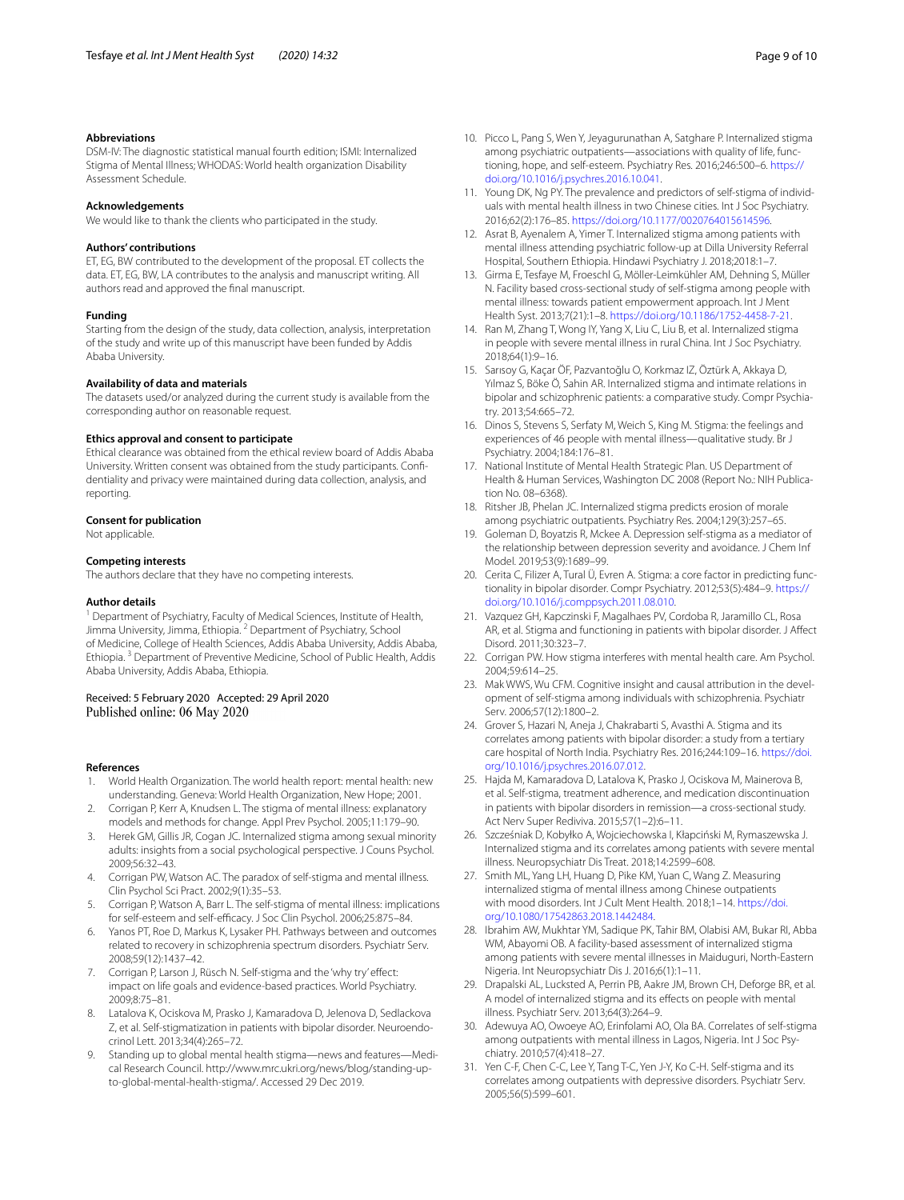### Abbreviations

DSM-IV: The diagnostic statistical manual fourth edition; ISMI: Internalized Stigma of Mental Illness; WHODAS: World health organization Disability Assessment Schedule.

### Acknowledgements

We would like to thank the clients who participated in the study.

### Authors' contributions

ET, EG, BW contributed to the development of the proposal. ET collects the data. ET, EG, BW, LA contributes to the analysis and manuscript writing. All authors read and approved the final manuscript.

### Funding

Starting from the design of the study, data collection, analysis, interpretation of the study and write up of this manuscript have been funded by Addis Ababa University.

### Availability of data and materials

The datasets used/or analyzed during the current study is available from the corresponding author on reasonable request.

### Ethics approval and consent to participate

Ethical clearance was obtained from the ethical review board of Addis Ababa University. Written consent was obtained from the study participants. Confidentiality and privacy were maintained during data collection, analysis, and reporting.

### Consent for publication

Not applicable.

### Competing interests

The authors declare that they have no competing interests.

### Author details

[1] Department of Psychiatry, Faculty of Medical Sciences, Institute of Health, Jimma University, Jimma, Ethiopia. [2] Department of Psychiatry, School of Medicine, College of Health Sciences, Addis Ababa University, Addis Ababa, Ethiopia. [3] Department of Preventive Medicine, School of Public Health, Addis Ababa University, Addis Ababa, Ethiopia.

Received: 5 February 2020 Accepted: 29 April 2020
Published online: 06 May 2020

### References

1. World Health Organization. The world health report: mental health: new understanding. Geneva: World Health Organization, New Hope; 2001.
2. Corrigan P, Kerr A, Knudsen L. The stigma of mental illness: explanatory models and methods for change. Appl Prev Psychol. 2005;11:179–90.
3. Herek GM, Gillis JR, Cogan JC. Internalized stigma among sexual minority adults: insights from a social psychological perspective. J Couns Psychol. 2009;56:32–43.
4. Corrigan PW, Watson AC. The paradox of self-stigma and mental illness. Clin Psychol Sci Pract. 2002;9(1):35–53.
5. Corrigan P, Watson A, Barr L. The self-stigma of mental illness: implications for self-esteem and self-efficacy. J Soc Clin Psychol. 2006;25:875–84.
6. Yanos PT, Roe D, Markus K, Lysaker PH. Pathways between and outcomes related to recovery in schizophrenia spectrum disorders. Psychiatr Serv. 2008;59(12):1437–42.
7. Corrigan P, Larson J, Rüsch N. Self-stigma and the 'why try' effect: impact on life goals and evidence-based practices. World Psychiatry. 2009;8:75–81.
8. Latalova K, Ociskova M, Prasko J, Kamaradova D, Jelenova D, Sedlackova Z, et al. Self-stigmatization in patients with bipolar disorder. Neuroendocrinol Lett. 2013;34(4):265–72.
9. Standing up to global mental health stigma—news and features—Medical Research Council. http://www.mrc.ukri.org/news/blog/standing-up-to-global-mental-health-stigma/. Accessed 29 Dec 2019.
10. Picco L, Pang S, Wen Y, Jeyagurunathan A, Satghare P. Internalized stigma among psychiatric outpatients—associations with quality of life, functioning, hope, and self-esteem. Psychiatry Res. 2016;246:500–6. https://doi.org/10.1016/j.psychres.2016.10.041.
11. Young DK, Ng PY. The prevalence and predictors of self-stigma of individuals with mental health illness in two Chinese cities. Int J Soc Psychiatry. 2016;62(2):176–85. https://doi.org/10.1177/0020764015614596.
12. Asrat B, Ayenalem A, Yimer T. Internalized stigma among patients with mental illness attending psychiatric follow-up at Dilla University Referral Hospital, Southern Ethiopia. Hindawi Psychiatry J. 2018;2018:1–7.
13. Girma E, Tesfaye M, Froeschl G, Möller-Leimkühler AM, Dehning S, Müller N. Facility based cross-sectional study of self-stigma among people with mental illness: towards patient empowerment approach. Int J Ment Health Syst. 2013;7(21):1–8. https://doi.org/10.1186/1752-4458-7-21.
14. Ran M, Zhang T, Wong IY, Yang X, Liu C, Liu B, et al. Internalized stigma in people with severe mental illness in rural China. Int J Soc Psychiatry. 2018;64(1):9–16.
15. Sarısoy G, Kaçar ÖF, Pazvantoğlu O, Korkmaz IZ, Öztürk A, Akkaya D, Yılmaz S, Böke Ö, Sahin AR. Internalized stigma and intimate relations in bipolar and schizophrenic patients: a comparative study. Compr Psychiatry. 2013;54:665–72.
16. Dinos S, Stevens S, Serfaty M, Weich S, King M. Stigma: the feelings and experiences of 46 people with mental illness—qualitative study. Br J Psychiatry. 2004;184:176–81.
17. National Institute of Mental Health Strategic Plan. US Department of Health & Human Services, Washington DC 2008 (Report No.: NIH Publication No. 08–6368).
18. Ritsher JB, Phelan JC. Internalized stigma predicts erosion of morale among psychiatric outpatients. Psychiatry Res. 2004;129(3):257–65.
19. Goleman D, Boyatzis R, Mckee A. Depression self-stigma as a mediator of the relationship between depression severity and avoidance. J Chem Inf Model. 2019;53(9):1689–99.
20. Cerita C, Filizer A, Tural Ü, Evren A. Stigma: a core factor in predicting functionality in bipolar disorder. Compr Psychiatry. 2012;53(5):484–9. https://doi.org/10.1016/j.comppsych.2011.08.010.
21. Vazquez GH, Kapczinski F, Magalhaes PV, Cordoba R, Jaramillo CL, Rosa AR, et al. Stigma and functioning in patients with bipolar disorder. J Affect Disord. 2011;30:323–7.
22. Corrigan PW. How stigma interferes with mental health care. Am Psychol. 2004;59:614–25.
23. Mak WWS, Wu CFM. Cognitive insight and causal attribution in the development of self-stigma among individuals with schizophrenia. Psychiatr Serv. 2006;57(12):1800–2.
24. Grover S, Hazari N, Aneja J, Chakrabarti S, Avasthi A. Stigma and its correlates among patients with bipolar disorder: a study from a tertiary care hospital of North India. Psychiatry Res. 2016;244:109–16. https://doi.org/10.1016/j.psychres.2016.07.012.
25. Hajda M, Kamaradova D, Latalova K, Prasko J, Ociskova M, Mainerova B, et al. Self-stigma, treatment adherence, and medication discontinuation in patients with bipolar disorders in remission—a cross-sectional study. Act Nerv Super Rediviva. 2015;57(1–2):6–11.
26. Szcześniak D, Kobyłko A, Wojciechowska I, Kłapciński M, Rymaszewska J. Internalized stigma and its correlates among patients with severe mental illness. Neuropsychiatr Dis Treat. 2018;14:2599–608.
27. Smith ML, Yang LH, Huang D, Pike KM, Yuan C, Wang Z. Measuring internalized stigma of mental illness among Chinese outpatients with mood disorders. Int J Cult Ment Health. 2018;1–14. https://doi.org/10.1080/17542863.2018.1442484.
28. Ibrahim AW, Mukhtar YM, Sadique PK, Tahir BM, Olabisi AM, Bukar RI, Abba WM, Abayomi OB. A facility-based assessment of internalized stigma among patients with severe mental illnesses in Maiduguri, North-Eastern Nigeria. Int Neuropsychiatr Dis J. 2016;6(1):1–11.
29. Drapalski AL, Lucksted A, Perrin PB, Aakre JM, Brown CH, Deforge BR, et al. A model of internalized stigma and its effects on people with mental illness. Psychiatr Serv. 2013;64(3):264–9.
30. Adewuya AO, Owoeye AO, Erinfolami AO, Ola BA. Correlates of self-stigma among outpatients with mental illness in Lagos, Nigeria. Int J Soc Psychiatry. 2010;57(4):418–27.
31. Yen C-F, Chen C-C, Lee Y, Tang T-C, Yen J-Y, Ko C-H. Self-stigma and its correlates among outpatients with depressive disorders. Psychiatr Serv. 2005;56(5):599–601.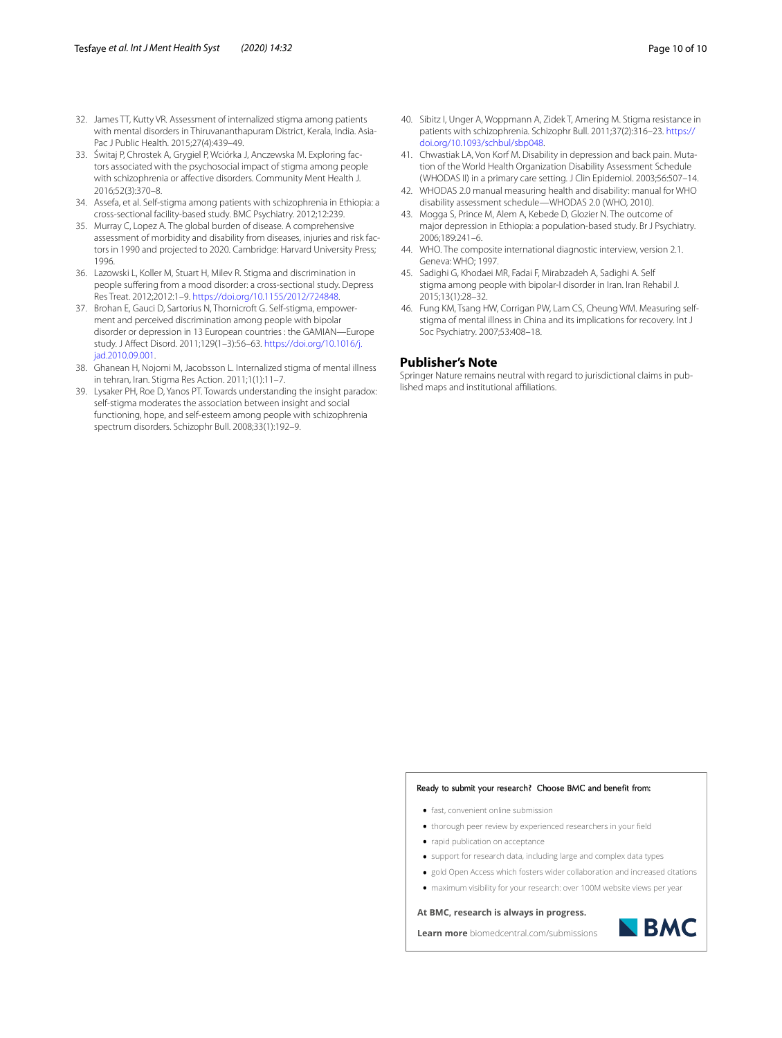32. James TT, Kutty VR. Assessment of internalized stigma among patients with mental disorders in Thiruvananthapuram District, Kerala, India. Asia-Pac J Public Health. 2015;27(4):439–49.
33. Świtaj P, Chrostek A, Grygiel P, Wciórka J, Anczewska M. Exploring factors associated with the psychosocial impact of stigma among people with schizophrenia or affective disorders. Community Ment Health J. 2016;52(3):370–8.
34. Assefa, et al. Self-stigma among patients with schizophrenia in Ethiopia: a cross-sectional facility-based study. BMC Psychiatry. 2012;12:239.
35. Murray C, Lopez A. The global burden of disease. A comprehensive assessment of morbidity and disability from diseases, injuries and risk factors in 1990 and projected to 2020. Cambridge: Harvard University Press; 1996.
36. Lazowski L, Koller M, Stuart H, Milev R. Stigma and discrimination in people suffering from a mood disorder: a cross-sectional study. Depress Res Treat. 2012;2012:1–9. https://doi.org/10.1155/2012/724848.
37. Brohan E, Gauci D, Sartorius N, Thornicroft G. Self-stigma, empowerment and perceived discrimination among people with bipolar disorder or depression in 13 European countries : the GAMIAN—Europe study. J Affect Disord. 2011;129(1–3):56–63. https://doi.org/10.1016/j.jad.2010.09.001.
38. Ghanean H, Nojomi M, Jacobsson L. Internalized stigma of mental illness in tehran, Iran. Stigma Res Action. 2011;1(1):11–7.
39. Lysaker PH, Roe D, Yanos PT. Towards understanding the insight paradox: self-stigma moderates the association between insight and social functioning, hope, and self-esteem among people with schizophrenia spectrum disorders. Schizophr Bull. 2008;33(1):192–9.
40. Sibitz I, Unger A, Woppmann A, Zidek T, Amering M. Stigma resistance in patients with schizophrenia. Schizophr Bull. 2011;37(2):316–23. https://doi.org/10.1093/schbul/sbp048.
41. Chwastiak LA, Von Korf M. Disability in depression and back pain. Mutation of the World Health Organization Disability Assessment Schedule (WHODAS II) in a primary care setting. J Clin Epidemiol. 2003;56:507–14.
42. WHODAS 2.0 manual measuring health and disability: manual for WHO disability assessment schedule—WHODAS 2.0 (WHO, 2010).
43. Mogga S, Prince M, Alem A, Kebede D, Glozier N. The outcome of major depression in Ethiopia: a population-based study. Br J Psychiatry. 2006;189:241–6.
44. WHO. The composite international diagnostic interview, version 2.1. Geneva: WHO; 1997.
45. Sadighi G, Khodaei MR, Fadai F, Mirabzadeh A, Sadighi A. Self stigma among people with bipolar-I disorder in Iran. Iran Rehabil J. 2015;13(1):28–32.
46. Fung KM, Tsang HW, Corrigan PW, Lam CS, Cheung WM. Measuring self-stigma of mental illness in China and its implications for recovery. Int J Soc Psychiatry. 2007;53:408–18.

## Publisher's Note

Springer Nature remains neutral with regard to jurisdictional claims in published maps and institutional affiliations.

Ready to submit your research? Choose BMC and benefit from:

- fast, convenient online submission
- thorough peer review by experienced researchers in your field
- rapid publication on acceptance
- support for research data, including large and complex data types
- gold Open Access which fosters wider collaboration and increased citations
- maximum visibility for your research: over 100M website views per year

**At BMC, research is always in progress.**

**Learn more** biomedcentral.com/submissions

BMC